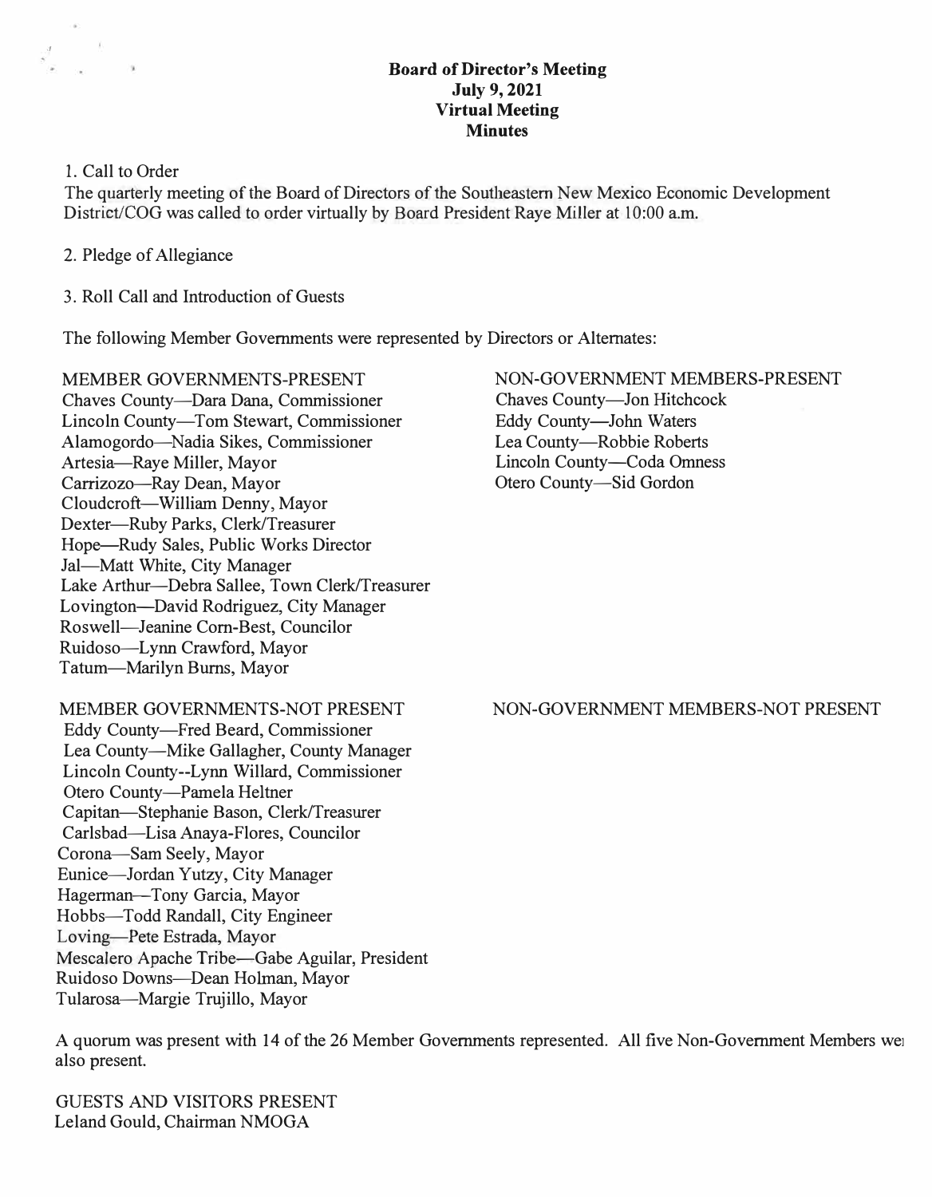# Board of Director's Meeting
## July 9, 2021
## Virtual Meeting
## Minutes

1. Call to Order

The quarterly meeting of the Board of Directors of the Southeastern New Mexico Economic Development District/COG was called to order virtually by Board President Raye Miller at 10:00 a.m.

2. Pledge of Allegiance

3. Roll Call and Introduction of Guests

The following Member Governments were represented by Directors or Alternates:

MEMBER GOVERNMENTS-PRESENT

Chaves County—Dara Dana, Commissioner
Lincoln County—Tom Stewart, Commissioner
Alamogordo—Nadia Sikes, Commissioner
Artesia—Raye Miller, Mayor
Carrizozo—Ray Dean, Mayor
Cloudcroft—William Denny, Mayor
Dexter—Ruby Parks, Clerk/Treasurer
Hope—Rudy Sales, Public Works Director
Jal—Matt White, City Manager
Lake Arthur—Debra Sallee, Town Clerk/Treasurer
Lovington—David Rodriguez, City Manager
Roswell—Jeanine Corn-Best, Councilor
Ruidoso—Lynn Crawford, Mayor
Tatum—Marilyn Burns, Mayor

NON-GOVERNMENT MEMBERS-PRESENT

Chaves County—Jon Hitchcock
Eddy County—John Waters
Lea County—Robbie Roberts
Lincoln County—Coda Omness
Otero County—Sid Gordon

MEMBER GOVERNMENTS-NOT PRESENT

Eddy County—Fred Beard, Commissioner
Lea County—Mike Gallagher, County Manager
Lincoln County--Lynn Willard, Commissioner
Otero County—Pamela Heltner
Capitan—Stephanie Bason, Clerk/Treasurer
Carlsbad—Lisa Anaya-Flores, Councilor
Corona—Sam Seely, Mayor
Eunice—Jordan Yutzy, City Manager
Hagerman—Tony Garcia, Mayor
Hobbs—Todd Randall, City Engineer
Loving—Pete Estrada, Mayor
Mescalero Apache Tribe—Gabe Aguilar, President
Ruidoso Downs—Dean Holman, Mayor
Tularosa—Margie Trujillo, Mayor

NON-GOVERNMENT MEMBERS-NOT PRESENT

A quorum was present with 14 of the 26 Member Governments represented. All five Non-Government Members were also present.

GUESTS AND VISITORS PRESENT

Leland Gould, Chairman NMOGA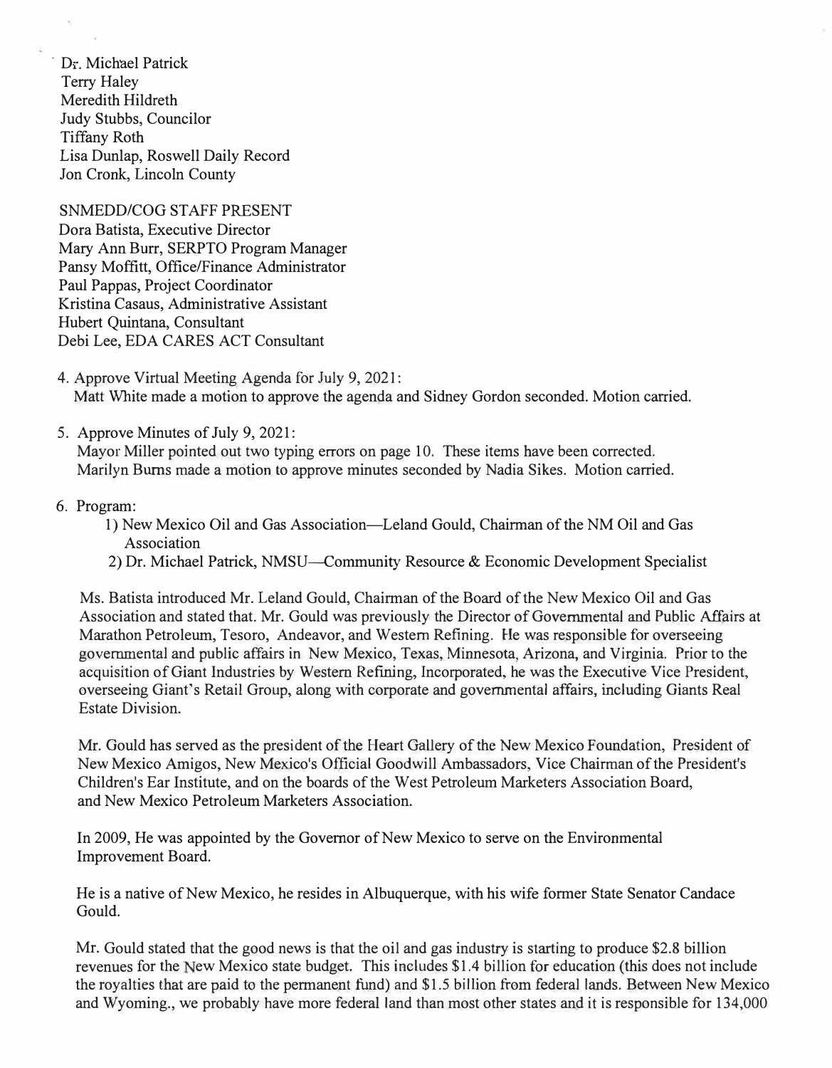Dr. Michael Patrick
Terry Haley
Meredith Hildreth
Judy Stubbs, Councilor
Tiffany Roth
Lisa Dunlap, Roswell Daily Record
Jon Cronk, Lincoln County

SNMEDD/COG STAFF PRESENT
Dora Batista, Executive Director
Mary Ann Burr, SERPTO Program Manager
Pansy Moffitt, Office/Finance Administrator
Paul Pappas, Project Coordinator
Kristina Casaus, Administrative Assistant
Hubert Quintana, Consultant
Debi Lee, EDA CARES ACT Consultant

4. Approve Virtual Meeting Agenda for July 9, 2021:
   Matt White made a motion to approve the agenda and Sidney Gordon seconded. Motion carried.

5. Approve Minutes of July 9, 2021:
   Mayor Miller pointed out two typing errors on page 10. These items have been corrected. Marilyn Burns made a motion to approve minutes seconded by Nadia Sikes. Motion carried.

6. Program:
   1) New Mexico Oil and Gas Association—Leland Gould, Chairman of the NM Oil and Gas Association
   2) Dr. Michael Patrick, NMSU—Community Resource & Economic Development Specialist

   Ms. Batista introduced Mr. Leland Gould, Chairman of the Board of the New Mexico Oil and Gas Association and stated that. Mr. Gould was previously the Director of Governmental and Public Affairs at Marathon Petroleum, Tesoro, Andeavor, and Western Refining. He was responsible for overseeing governmental and public affairs in New Mexico, Texas, Minnesota, Arizona, and Virginia. Prior to the acquisition of Giant Industries by Western Refining, Incorporated, he was the Executive Vice President, overseeing Giant's Retail Group, along with corporate and governmental affairs, including Giants Real Estate Division.

   Mr. Gould has served as the president of the Heart Gallery of the New Mexico Foundation, President of New Mexico Amigos, New Mexico's Official Goodwill Ambassadors, Vice Chairman of the President's Children's Ear Institute, and on the boards of the West Petroleum Marketers Association Board, and New Mexico Petroleum Marketers Association.

   In 2009, He was appointed by the Governor of New Mexico to serve on the Environmental Improvement Board.

   He is a native of New Mexico, he resides in Albuquerque, with his wife former State Senator Candace Gould.

   Mr. Gould stated that the good news is that the oil and gas industry is starting to produce $2.8 billion revenues for the New Mexico state budget. This includes $1.4 billion for education (this does not include the royalties that are paid to the permanent fund) and $1.5 billion from federal lands. Between New Mexico and Wyoming., we probably have more federal land than most other states and it is responsible for 134,000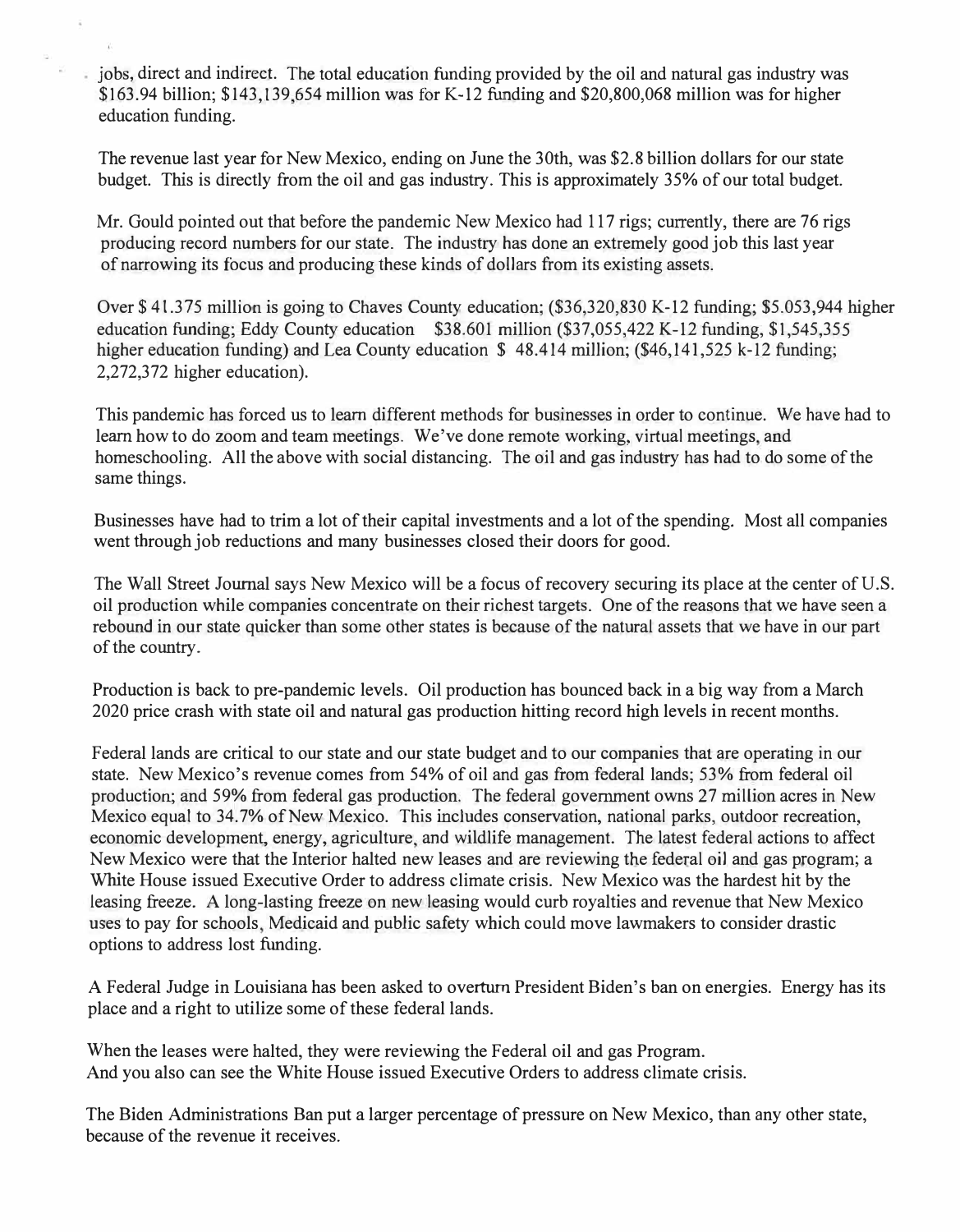jobs, direct and indirect. The total education funding provided by the oil and natural gas industry was $163.94 billion; $143,139,654 million was for K-12 funding and $20,800,068 million was for higher education funding.

The revenue last year for New Mexico, ending on June the 30th, was $2.8 billion dollars for our state budget. This is directly from the oil and gas industry. This is approximately 35% of our total budget.

Mr. Gould pointed out that before the pandemic New Mexico had 117 rigs; currently, there are 76 rigs producing record numbers for our state. The industry has done an extremely good job this last year of narrowing its focus and producing these kinds of dollars from its existing assets.

Over $ 41.375 million is going to Chaves County education; ($36,320,830 K-12 funding; $5.053,944 higher education funding; Eddy County education $38.601 million ($37,055,422 K-12 funding, $1,545,355 higher education funding) and Lea County education $ 48.414 million; ($46,141,525 k-12 funding; 2,272,372 higher education).

This pandemic has forced us to learn different methods for businesses in order to continue. We have had to learn how to do zoom and team meetings. We've done remote working, virtual meetings, and homeschooling. All the above with social distancing. The oil and gas industry has had to do some of the same things.

Businesses have had to trim a lot of their capital investments and a lot of the spending. Most all companies went through job reductions and many businesses closed their doors for good.

The Wall Street Journal says New Mexico will be a focus of recovery securing its place at the center of U.S. oil production while companies concentrate on their richest targets. One of the reasons that we have seen a rebound in our state quicker than some other states is because of the natural assets that we have in our part of the country.

Production is back to pre-pandemic levels. Oil production has bounced back in a big way from a March 2020 price crash with state oil and natural gas production hitting record high levels in recent months.

Federal lands are critical to our state and our state budget and to our companies that are operating in our state. New Mexico's revenue comes from 54% of oil and gas from federal lands; 53% from federal oil production; and 59% from federal gas production. The federal government owns 27 million acres in New Mexico equal to 34.7% of New Mexico. This includes conservation, national parks, outdoor recreation, economic development, energy, agriculture, and wildlife management. The latest federal actions to affect New Mexico were that the Interior halted new leases and are reviewing the federal oil and gas program; a White House issued Executive Order to address climate crisis. New Mexico was the hardest hit by the leasing freeze. A long-lasting freeze on new leasing would curb royalties and revenue that New Mexico uses to pay for schools, Medicaid and public safety which could move lawmakers to consider drastic options to address lost funding.

A Federal Judge in Louisiana has been asked to overturn President Biden's ban on energies. Energy has its place and a right to utilize some of these federal lands.

When the leases were halted, they were reviewing the Federal oil and gas Program.
And you also can see the White House issued Executive Orders to address climate crisis.

The Biden Administrations Ban put a larger percentage of pressure on New Mexico, than any other state, because of the revenue it receives.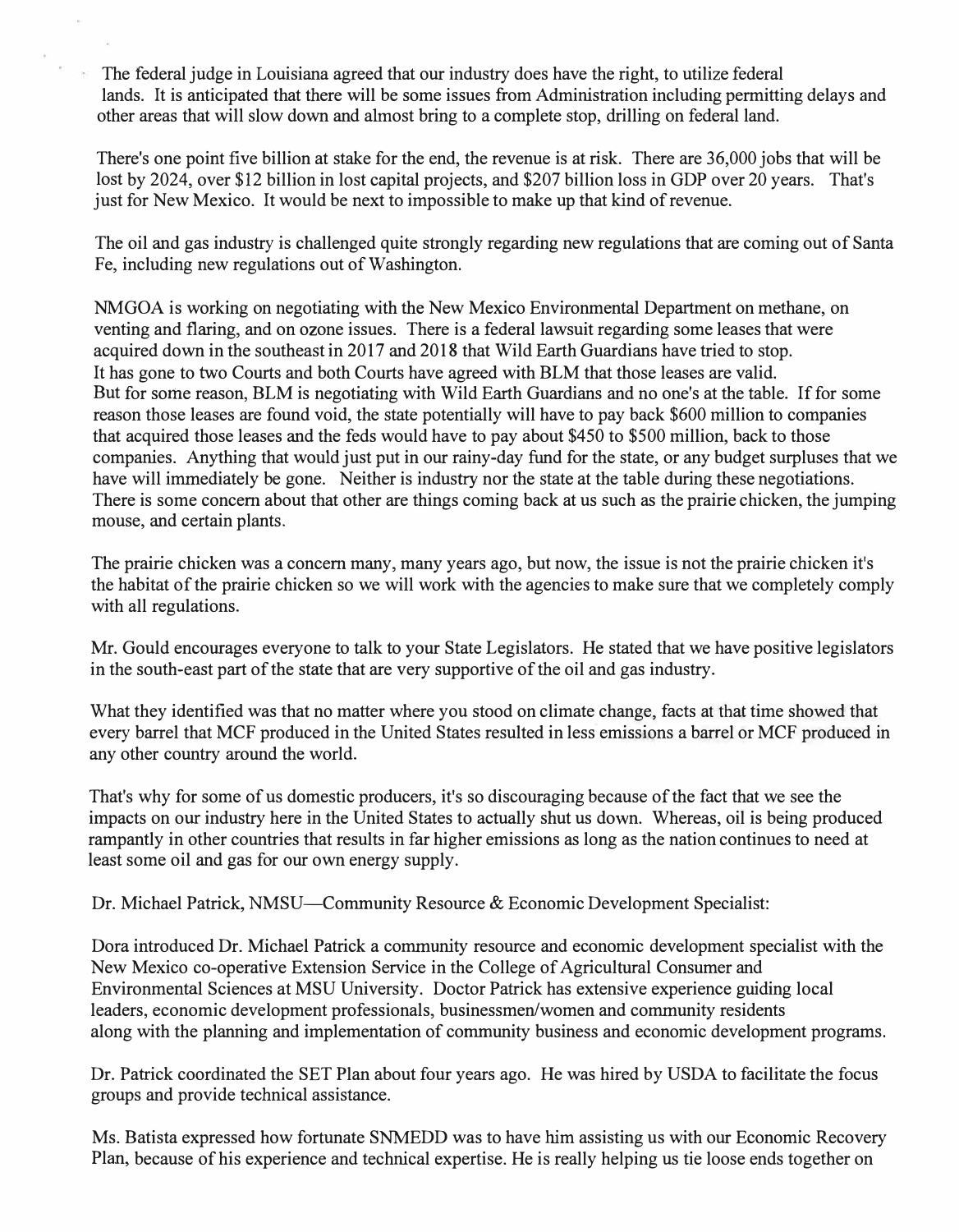The federal judge in Louisiana agreed that our industry does have the right, to utilize federal lands. It is anticipated that there will be some issues from Administration including permitting delays and other areas that will slow down and almost bring to a complete stop, drilling on federal land.

There's one point five billion at stake for the end, the revenue is at risk. There are 36,000 jobs that will be lost by 2024, over $12 billion in lost capital projects, and $207 billion loss in GDP over 20 years. That's just for New Mexico. It would be next to impossible to make up that kind of revenue.

The oil and gas industry is challenged quite strongly regarding new regulations that are coming out of Santa Fe, including new regulations out of Washington.

NMGOA is working on negotiating with the New Mexico Environmental Department on methane, on venting and flaring, and on ozone issues. There is a federal lawsuit regarding some leases that were acquired down in the southeast in 2017 and 2018 that Wild Earth Guardians have tried to stop. It has gone to two Courts and both Courts have agreed with BLM that those leases are valid. But for some reason, BLM is negotiating with Wild Earth Guardians and no one's at the table. If for some reason those leases are found void, the state potentially will have to pay back $600 million to companies that acquired those leases and the feds would have to pay about $450 to $500 million, back to those companies. Anything that would just put in our rainy-day fund for the state, or any budget surpluses that we have will immediately be gone. Neither is industry nor the state at the table during these negotiations. There is some concern about that other are things coming back at us such as the prairie chicken, the jumping mouse, and certain plants.

The prairie chicken was a concern many, many years ago, but now, the issue is not the prairie chicken it's the habitat of the prairie chicken so we will work with the agencies to make sure that we completely comply with all regulations.

Mr. Gould encourages everyone to talk to your State Legislators. He stated that we have positive legislators in the south-east part of the state that are very supportive of the oil and gas industry.

What they identified was that no matter where you stood on climate change, facts at that time showed that every barrel that MCF produced in the United States resulted in less emissions a barrel or MCF produced in any other country around the world.

That's why for some of us domestic producers, it's so discouraging because of the fact that we see the impacts on our industry here in the United States to actually shut us down. Whereas, oil is being produced rampantly in other countries that results in far higher emissions as long as the nation continues to need at least some oil and gas for our own energy supply.

Dr. Michael Patrick, NMSU—Community Resource & Economic Development Specialist:

Dora introduced Dr. Michael Patrick a community resource and economic development specialist with the New Mexico co-operative Extension Service in the College of Agricultural Consumer and Environmental Sciences at MSU University. Doctor Patrick has extensive experience guiding local leaders, economic development professionals, businessmen/women and community residents along with the planning and implementation of community business and economic development programs.

Dr. Patrick coordinated the SET Plan about four years ago. He was hired by USDA to facilitate the focus groups and provide technical assistance.

Ms. Batista expressed how fortunate SNMEDD was to have him assisting us with our Economic Recovery Plan, because of his experience and technical expertise. He is really helping us tie loose ends together on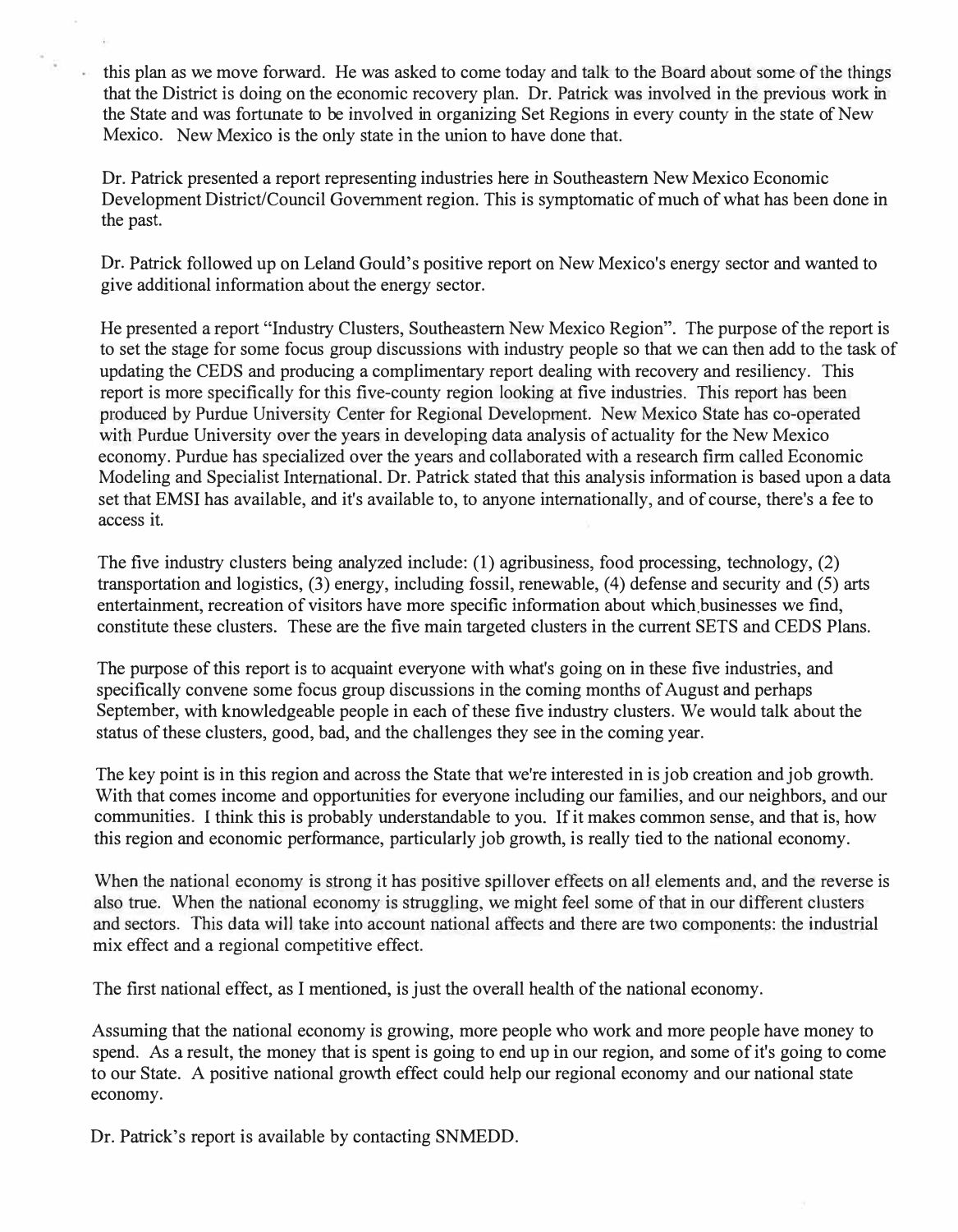this plan as we move forward. He was asked to come today and talk to the Board about some of the things that the District is doing on the economic recovery plan. Dr. Patrick was involved in the previous work in the State and was fortunate to be involved in organizing Set Regions in every county in the state of New Mexico. New Mexico is the only state in the union to have done that.

Dr. Patrick presented a report representing industries here in Southeastern New Mexico Economic Development District/Council Government region. This is symptomatic of much of what has been done in the past.

Dr. Patrick followed up on Leland Gould's positive report on New Mexico's energy sector and wanted to give additional information about the energy sector.

He presented a report "Industry Clusters, Southeastern New Mexico Region". The purpose of the report is to set the stage for some focus group discussions with industry people so that we can then add to the task of updating the CEDS and producing a complimentary report dealing with recovery and resiliency. This report is more specifically for this five-county region looking at five industries. This report has been produced by Purdue University Center for Regional Development. New Mexico State has co-operated with Purdue University over the years in developing data analysis of actuality for the New Mexico economy. Purdue has specialized over the years and collaborated with a research firm called Economic Modeling and Specialist International. Dr. Patrick stated that this analysis information is based upon a data set that EMSI has available, and it's available to, to anyone internationally, and of course, there's a fee to access it.

The five industry clusters being analyzed include: (1) agribusiness, food processing, technology, (2) transportation and logistics, (3) energy, including fossil, renewable, (4) defense and security and (5) arts entertainment, recreation of visitors have more specific information about which businesses we find, constitute these clusters. These are the five main targeted clusters in the current SETS and CEDS Plans.

The purpose of this report is to acquaint everyone with what's going on in these five industries, and specifically convene some focus group discussions in the coming months of August and perhaps September, with knowledgeable people in each of these five industry clusters. We would talk about the status of these clusters, good, bad, and the challenges they see in the coming year.

The key point is in this region and across the State that we're interested in is job creation and job growth. With that comes income and opportunities for everyone including our families, and our neighbors, and our communities. I think this is probably understandable to you. If it makes common sense, and that is, how this region and economic performance, particularly job growth, is really tied to the national economy.

When the national economy is strong it has positive spillover effects on all elements and, and the reverse is also true. When the national economy is struggling, we might feel some of that in our different clusters and sectors. This data will take into account national affects and there are two components: the industrial mix effect and a regional competitive effect.

The first national effect, as I mentioned, is just the overall health of the national economy.

Assuming that the national economy is growing, more people who work and more people have money to spend. As a result, the money that is spent is going to end up in our region, and some of it's going to come to our State. A positive national growth effect could help our regional economy and our national state economy.

Dr. Patrick's report is available by contacting SNMEDD.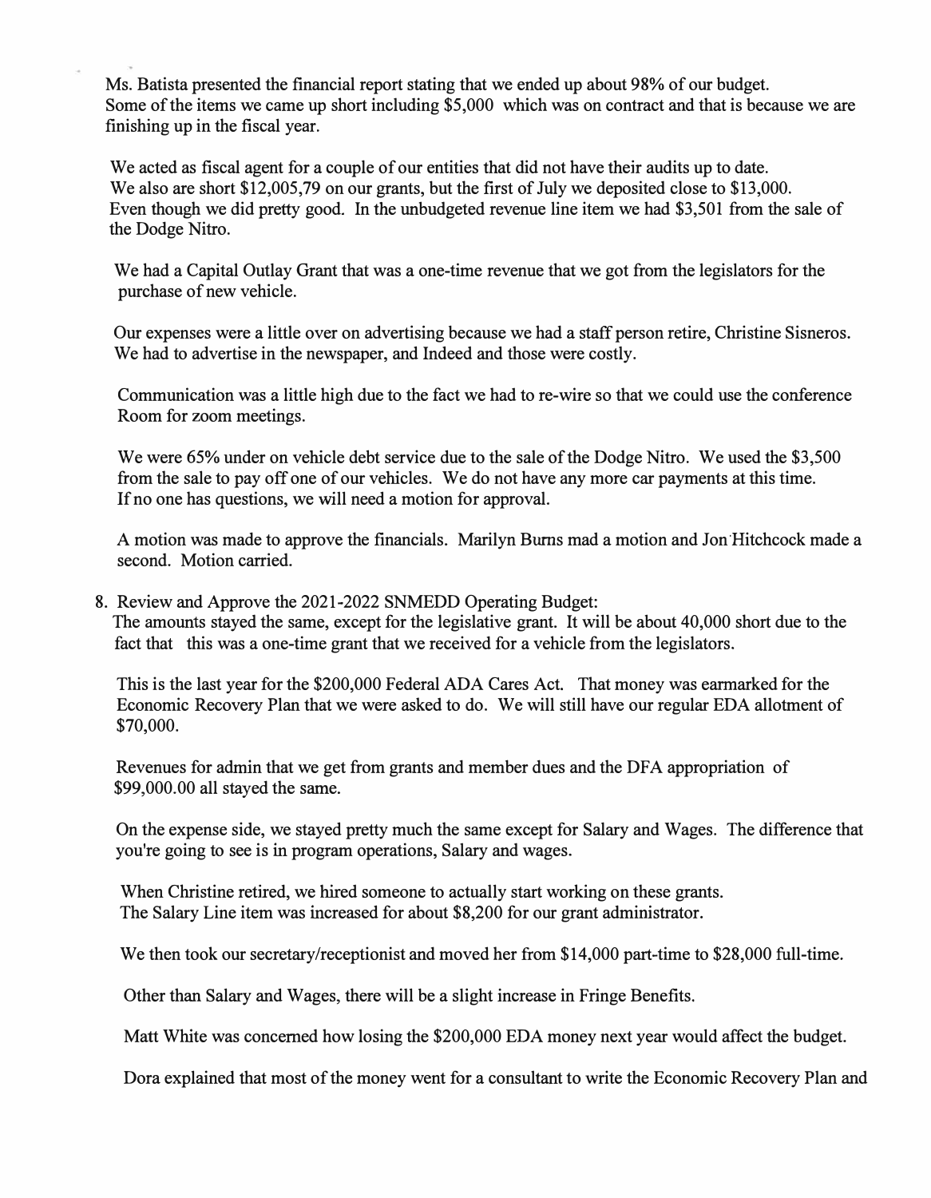Ms. Batista presented the financial report stating that we ended up about 98% of our budget. Some of the items we came up short including $5,000 which was on contract and that is because we are finishing up in the fiscal year.

We acted as fiscal agent for a couple of our entities that did not have their audits up to date. We also are short $12,005,79 on our grants, but the first of July we deposited close to $13,000. Even though we did pretty good. In the unbudgeted revenue line item we had $3,501 from the sale of the Dodge Nitro.

We had a Capital Outlay Grant that was a one-time revenue that we got from the legislators for the purchase of new vehicle.

Our expenses were a little over on advertising because we had a staff person retire, Christine Sisneros. We had to advertise in the newspaper, and Indeed and those were costly.

Communication was a little high due to the fact we had to re-wire so that we could use the conference Room for zoom meetings.

We were 65% under on vehicle debt service due to the sale of the Dodge Nitro. We used the $3,500 from the sale to pay off one of our vehicles. We do not have any more car payments at this time. If no one has questions, we will need a motion for approval.

A motion was made to approve the financials. Marilyn Burns mad a motion and Jon Hitchcock made a second. Motion carried.

8. Review and Approve the 2021-2022 SNMEDD Operating Budget:
   The amounts stayed the same, except for the legislative grant. It will be about 40,000 short due to the fact that this was a one-time grant that we received for a vehicle from the legislators.

   This is the last year for the $200,000 Federal ADA Cares Act. That money was earmarked for the Economic Recovery Plan that we were asked to do. We will still have our regular EDA allotment of $70,000.

   Revenues for admin that we get from grants and member dues and the DFA appropriation of $99,000.00 all stayed the same.

   On the expense side, we stayed pretty much the same except for Salary and Wages. The difference that you're going to see is in program operations, Salary and wages.

   When Christine retired, we hired someone to actually start working on these grants. The Salary Line item was increased for about $8,200 for our grant administrator.

   We then took our secretary/receptionist and moved her from $14,000 part-time to $28,000 full-time.

   Other than Salary and Wages, there will be a slight increase in Fringe Benefits.

   Matt White was concerned how losing the $200,000 EDA money next year would affect the budget.

   Dora explained that most of the money went for a consultant to write the Economic Recovery Plan and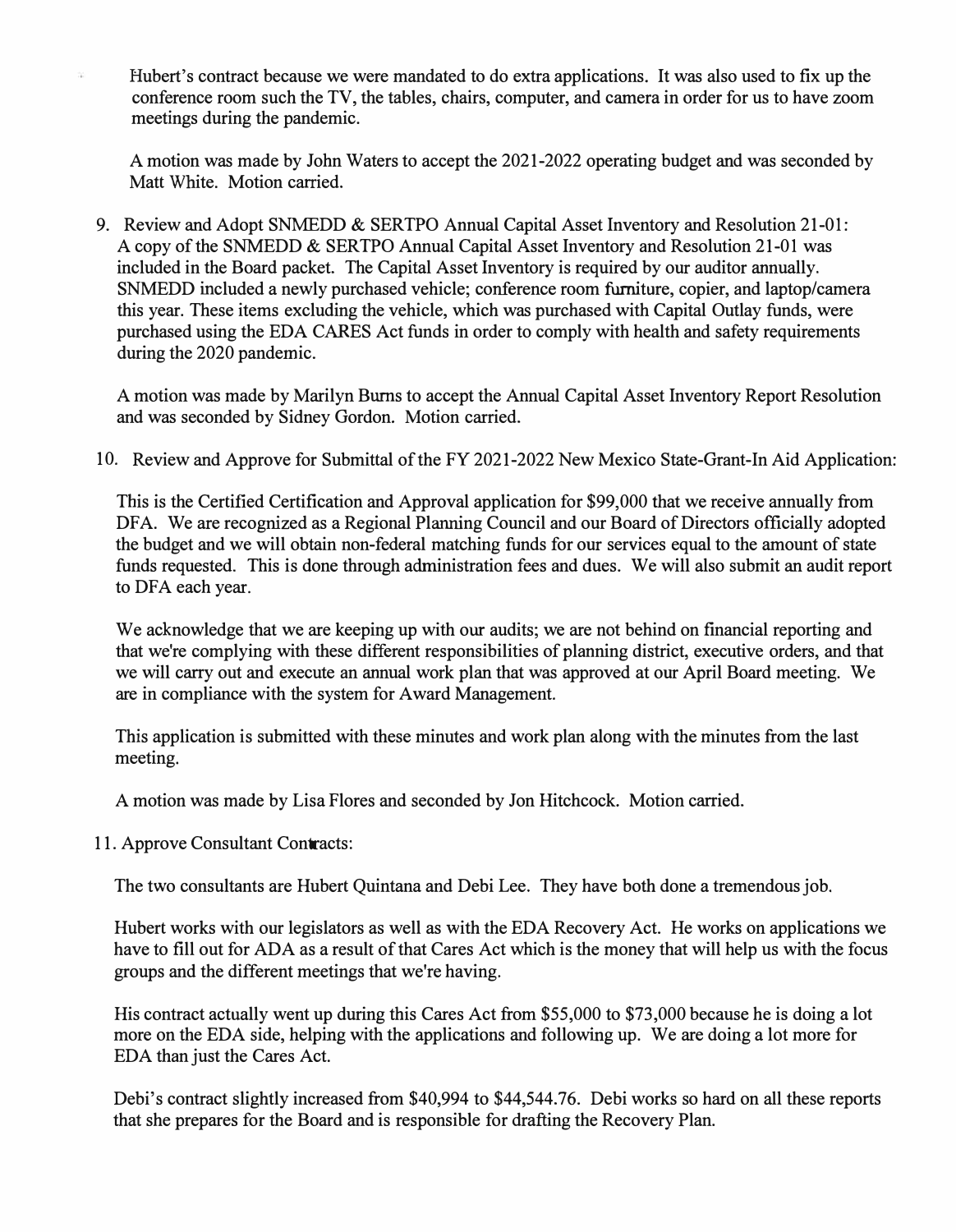Hubert's contract because we were mandated to do extra applications. It was also used to fix up the conference room such the TV, the tables, chairs, computer, and camera in order for us to have zoom meetings during the pandemic.

A motion was made by John Waters to accept the 2021-2022 operating budget and was seconded by Matt White. Motion carried.

9. Review and Adopt SNMEDD & SERTPO Annual Capital Asset Inventory and Resolution 21-01:
   A copy of the SNMEDD & SERTPO Annual Capital Asset Inventory and Resolution 21-01 was included in the Board packet. The Capital Asset Inventory is required by our auditor annually. SNMEDD included a newly purchased vehicle; conference room furniture, copier, and laptop/camera this year. These items excluding the vehicle, which was purchased with Capital Outlay funds, were purchased using the EDA CARES Act funds in order to comply with health and safety requirements during the 2020 pandemic.

   A motion was made by Marilyn Burns to accept the Annual Capital Asset Inventory Report Resolution and was seconded by Sidney Gordon. Motion carried.

10. Review and Approve for Submittal of the FY 2021-2022 New Mexico State-Grant-In Aid Application:

    This is the Certified Certification and Approval application for $99,000 that we receive annually from DFA. We are recognized as a Regional Planning Council and our Board of Directors officially adopted the budget and we will obtain non-federal matching funds for our services equal to the amount of state funds requested. This is done through administration fees and dues. We will also submit an audit report to DFA each year.

    We acknowledge that we are keeping up with our audits; we are not behind on financial reporting and that we're complying with these different responsibilities of planning district, executive orders, and that we will carry out and execute an annual work plan that was approved at our April Board meeting. We are in compliance with the system for Award Management.

    This application is submitted with these minutes and work plan along with the minutes from the last meeting.

    A motion was made by Lisa Flores and seconded by Jon Hitchcock. Motion carried.

11. Approve Consultant Contracts:

    The two consultants are Hubert Quintana and Debi Lee. They have both done a tremendous job.

    Hubert works with our legislators as well as with the EDA Recovery Act. He works on applications we have to fill out for ADA as a result of that Cares Act which is the money that will help us with the focus groups and the different meetings that we're having.

    His contract actually went up during this Cares Act from $55,000 to $73,000 because he is doing a lot more on the EDA side, helping with the applications and following up. We are doing a lot more for EDA than just the Cares Act.

    Debi's contract slightly increased from $40,994 to $44,544.76. Debi works so hard on all these reports that she prepares for the Board and is responsible for drafting the Recovery Plan.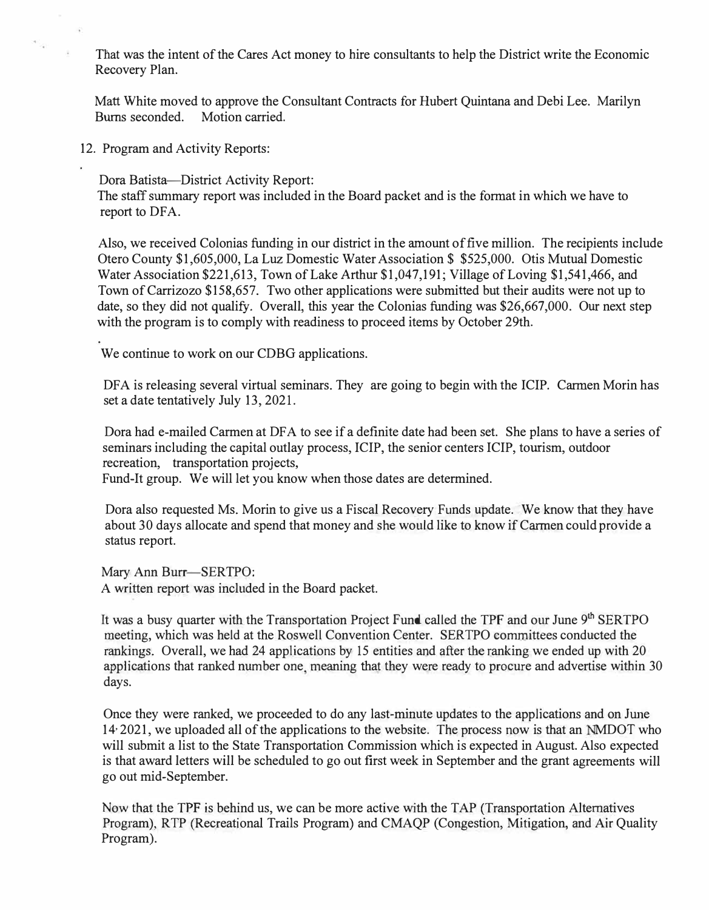That was the intent of the Cares Act money to hire consultants to help the District write the Economic Recovery Plan.

Matt White moved to approve the Consultant Contracts for Hubert Quintana and Debi Lee. Marilyn Burns seconded. Motion carried.

12. Program and Activity Reports:

Dora Batista—District Activity Report:
The staff summary report was included in the Board packet and is the format in which we have to report to DFA.

Also, we received Colonias funding in our district in the amount of five million. The recipients include Otero County $1,605,000, La Luz Domestic Water Association $ $525,000. Otis Mutual Domestic Water Association $221,613, Town of Lake Arthur $1,047,191; Village of Loving $1,541,466, and Town of Carrizozo $158,657. Two other applications were submitted but their audits were not up to date, so they did not qualify. Overall, this year the Colonias funding was $26,667,000. Our next step with the program is to comply with readiness to proceed items by October 29th.

We continue to work on our CDBG applications.

DFA is releasing several virtual seminars. They are going to begin with the ICIP. Carmen Morin has set a date tentatively July 13, 2021.

Dora had e-mailed Carmen at DFA to see if a definite date had been set. She plans to have a series of seminars including the capital outlay process, ICIP, the senior centers ICIP, tourism, outdoor recreation, transportation projects,
Fund-It group. We will let you know when those dates are determined.

Dora also requested Ms. Morin to give us a Fiscal Recovery Funds update. We know that they have about 30 days allocate and spend that money and she would like to know if Carmen could provide a status report.

Mary Ann Burr—SERTPO:
A written report was included in the Board packet.

It was a busy quarter with the Transportation Project Fund called the TPF and our June 9th SERTPO meeting, which was held at the Roswell Convention Center. SERTPO committees conducted the rankings. Overall, we had 24 applications by 15 entities and after the ranking we ended up with 20 applications that ranked number one, meaning that they were ready to procure and advertise within 30 days.

Once they were ranked, we proceeded to do any last-minute updates to the applications and on June 14, 2021, we uploaded all of the applications to the website. The process now is that an NMDOT who will submit a list to the State Transportation Commission which is expected in August. Also expected is that award letters will be scheduled to go out first week in September and the grant agreements will go out mid-September.

Now that the TPF is behind us, we can be more active with the TAP (Transportation Alternatives Program), RTP (Recreational Trails Program) and CMAQP (Congestion, Mitigation, and Air Quality Program).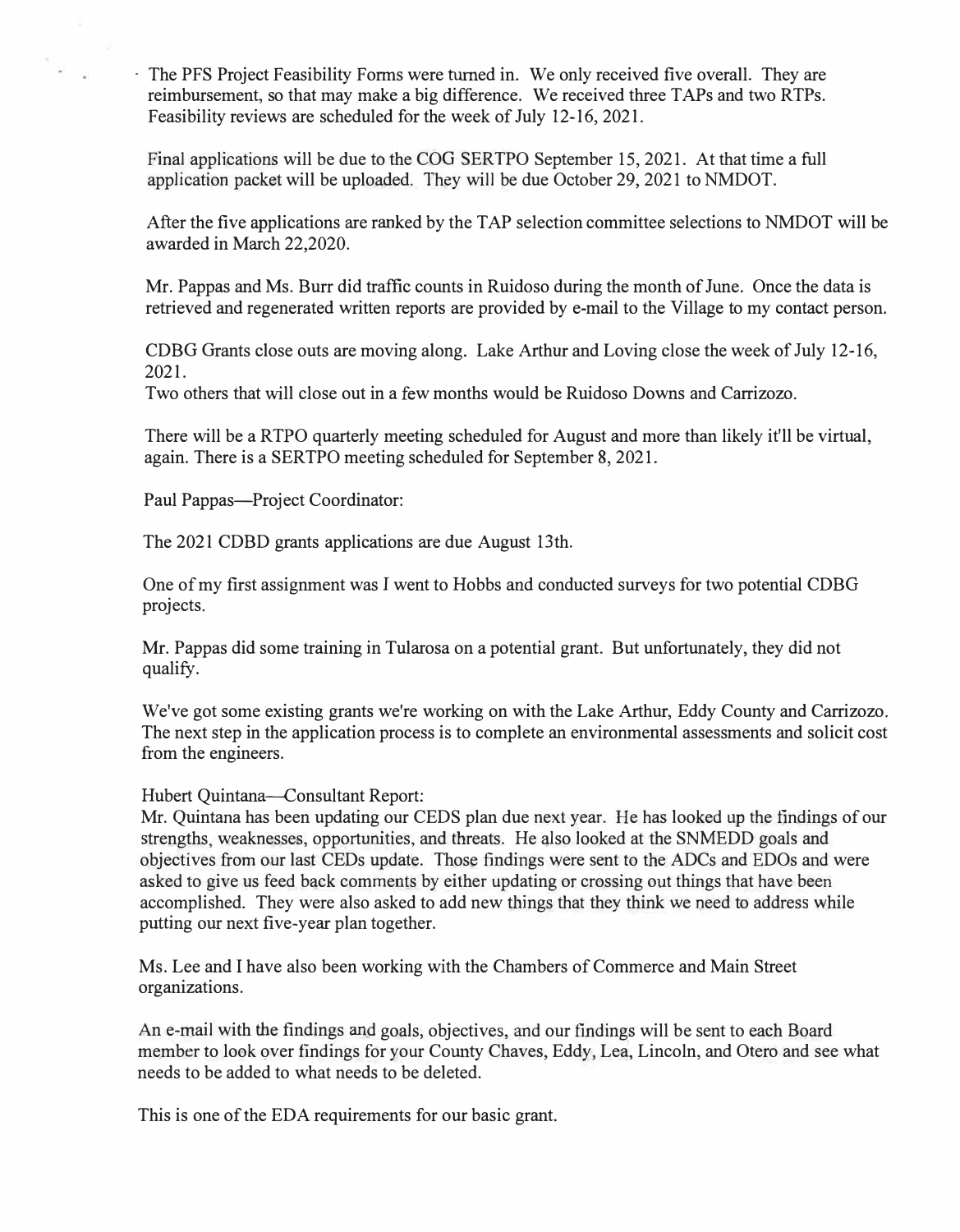- The PFS Project Feasibility Forms were turned in. We only received five overall. They are reimbursement, so that may make a big difference. We received three TAPs and two RTPs. Feasibility reviews are scheduled for the week of July 12-16, 2021.

  Final applications will be due to the COG SERTPO September 15, 2021. At that time a full application packet will be uploaded. They will be due October 29, 2021 to NMDOT.

  After the five applications are ranked by the TAP selection committee selections to NMDOT will be awarded in March 22,2020.

  Mr. Pappas and Ms. Burr did traffic counts in Ruidoso during the month of June. Once the data is retrieved and regenerated written reports are provided by e-mail to the Village to my contact person.

  CDBG Grants close outs are moving along. Lake Arthur and Loving close the week of July 12-16, 2021.
  Two others that will close out in a few months would be Ruidoso Downs and Carrizozo.

  There will be a RTPO quarterly meeting scheduled for August and more than likely it'll be virtual, again. There is a SERTPO meeting scheduled for September 8, 2021.

  Paul Pappas—Project Coordinator:

  The 2021 CDBD grants applications are due August 13th.

  One of my first assignment was I went to Hobbs and conducted surveys for two potential CDBG projects.

  Mr. Pappas did some training in Tularosa on a potential grant. But unfortunately, they did not qualify.

  We've got some existing grants we're working on with the Lake Arthur, Eddy County and Carrizozo. The next step in the application process is to complete an environmental assessments and solicit cost from the engineers.

  Hubert Quintana—Consultant Report:
  Mr. Quintana has been updating our CEDS plan due next year. He has looked up the findings of our strengths, weaknesses, opportunities, and threats. He also looked at the SNMEDD goals and objectives from our last CEDs update. Those findings were sent to the ADCs and EDOs and were asked to give us feed back comments by either updating or crossing out things that have been accomplished. They were also asked to add new things that they think we need to address while putting our next five-year plan together.

  Ms. Lee and I have also been working with the Chambers of Commerce and Main Street organizations.

  An e-mail with the findings and goals, objectives, and our findings will be sent to each Board member to look over findings for your County Chaves, Eddy, Lea, Lincoln, and Otero and see what needs to be added to what needs to be deleted.

  This is one of the EDA requirements for our basic grant.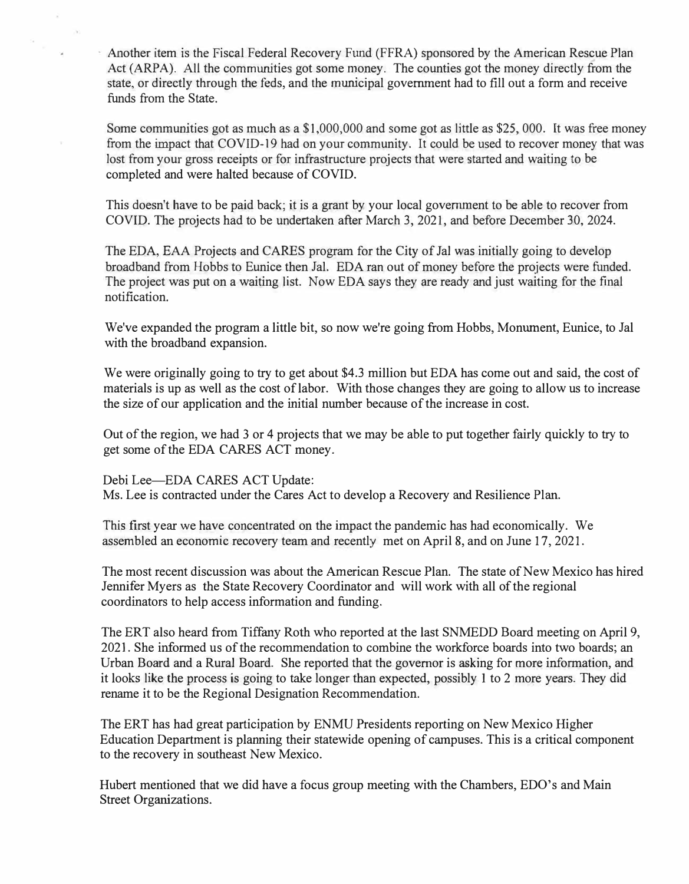Another item is the Fiscal Federal Recovery Fund (FFRA) sponsored by the American Rescue Plan Act (ARPA). All the communities got some money. The counties got the money directly from the state, or directly through the feds, and the municipal government had to fill out a form and receive funds from the State.

Some communities got as much as a $1,000,000 and some got as little as $25, 000. It was free money from the impact that COVID-19 had on your community. It could be used to recover money that was lost from your gross receipts or for infrastructure projects that were started and waiting to be completed and were halted because of COVID.

This doesn't have to be paid back; it is a grant by your local government to be able to recover from COVID. The projects had to be undertaken after March 3, 2021, and before December 30, 2024.

The EDA, EAA Projects and CARES program for the City of Jal was initially going to develop broadband from Hobbs to Eunice then Jal. EDA ran out of money before the projects were funded. The project was put on a waiting list. Now EDA says they are ready and just waiting for the final notification.

We've expanded the program a little bit, so now we're going from Hobbs, Monument, Eunice, to Jal with the broadband expansion.

We were originally going to try to get about $4.3 million but EDA has come out and said, the cost of materials is up as well as the cost of labor. With those changes they are going to allow us to increase the size of our application and the initial number because of the increase in cost.

Out of the region, we had 3 or 4 projects that we may be able to put together fairly quickly to try to get some of the EDA CARES ACT money.

Debi Lee—EDA CARES ACT Update:
Ms. Lee is contracted under the Cares Act to develop a Recovery and Resilience Plan.

This first year we have concentrated on the impact the pandemic has had economically. We assembled an economic recovery team and recently met on April 8, and on June 17, 2021.

The most recent discussion was about the American Rescue Plan. The state of New Mexico has hired Jennifer Myers as the State Recovery Coordinator and will work with all of the regional coordinators to help access information and funding.

The ERT also heard from Tiffany Roth who reported at the last SNMEDD Board meeting on April 9, 2021. She informed us of the recommendation to combine the workforce boards into two boards; an Urban Board and a Rural Board. She reported that the governor is asking for more information, and it looks like the process is going to take longer than expected, possibly 1 to 2 more years. They did rename it to be the Regional Designation Recommendation.

The ERT has had great participation by ENMU Presidents reporting on New Mexico Higher Education Department is planning their statewide opening of campuses. This is a critical component to the recovery in southeast New Mexico.

Hubert mentioned that we did have a focus group meeting with the Chambers, EDO's and Main Street Organizations.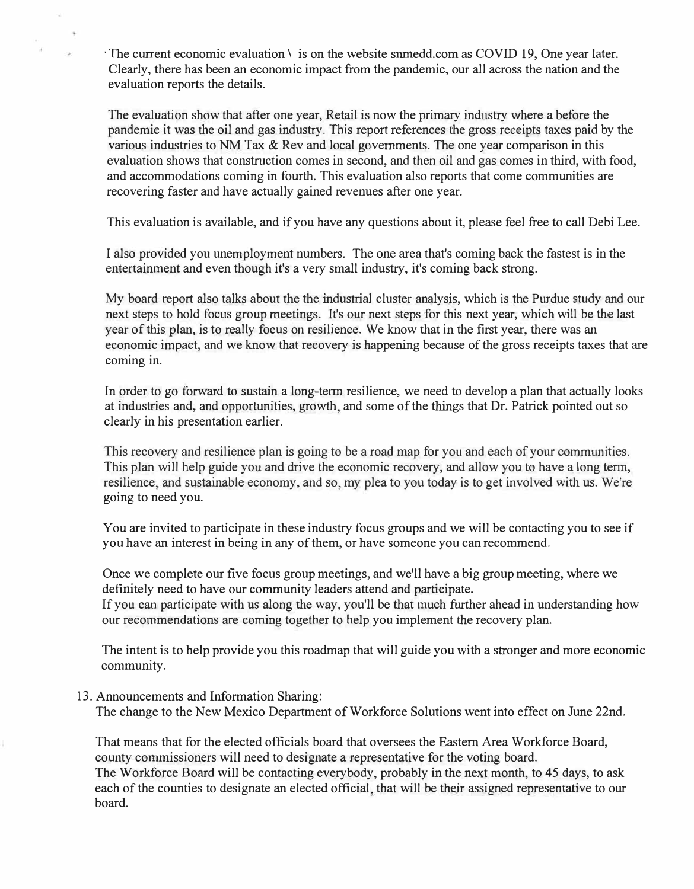The current economic evaluation \ is on the website snmedd.com as COVID 19, One year later. Clearly, there has been an economic impact from the pandemic, our all across the nation and the evaluation reports the details.

The evaluation show that after one year, Retail is now the primary industry where a before the pandemic it was the oil and gas industry. This report references the gross receipts taxes paid by the various industries to NM Tax & Rev and local governments. The one year comparison in this evaluation shows that construction comes in second, and then oil and gas comes in third, with food, and accommodations coming in fourth. This evaluation also reports that come communities are recovering faster and have actually gained revenues after one year.

This evaluation is available, and if you have any questions about it, please feel free to call Debi Lee.

I also provided you unemployment numbers. The one area that's coming back the fastest is in the entertainment and even though it's a very small industry, it's coming back strong.

My board report also talks about the the industrial cluster analysis, which is the Purdue study and our next steps to hold focus group meetings. It's our next steps for this next year, which will be the last year of this plan, is to really focus on resilience. We know that in the first year, there was an economic impact, and we know that recovery is happening because of the gross receipts taxes that are coming in.

In order to go forward to sustain a long-term resilience, we need to develop a plan that actually looks at industries and, and opportunities, growth, and some of the things that Dr. Patrick pointed out so clearly in his presentation earlier.

This recovery and resilience plan is going to be a road map for you and each of your communities. This plan will help guide you and drive the economic recovery, and allow you to have a long term, resilience, and sustainable economy, and so, my plea to you today is to get involved with us. We're going to need you.

You are invited to participate in these industry focus groups and we will be contacting you to see if you have an interest in being in any of them, or have someone you can recommend.

Once we complete our five focus group meetings, and we'll have a big group meeting, where we definitely need to have our community leaders attend and participate.
If you can participate with us along the way, you'll be that much further ahead in understanding how our recommendations are coming together to help you implement the recovery plan.

The intent is to help provide you this roadmap that will guide you with a stronger and more economic community.

13. Announcements and Information Sharing:
The change to the New Mexico Department of Workforce Solutions went into effect on June 22nd.

That means that for the elected officials board that oversees the Eastern Area Workforce Board, county commissioners will need to designate a representative for the voting board.
The Workforce Board will be contacting everybody, probably in the next month, to 45 days, to ask each of the counties to designate an elected official, that will be their assigned representative to our board.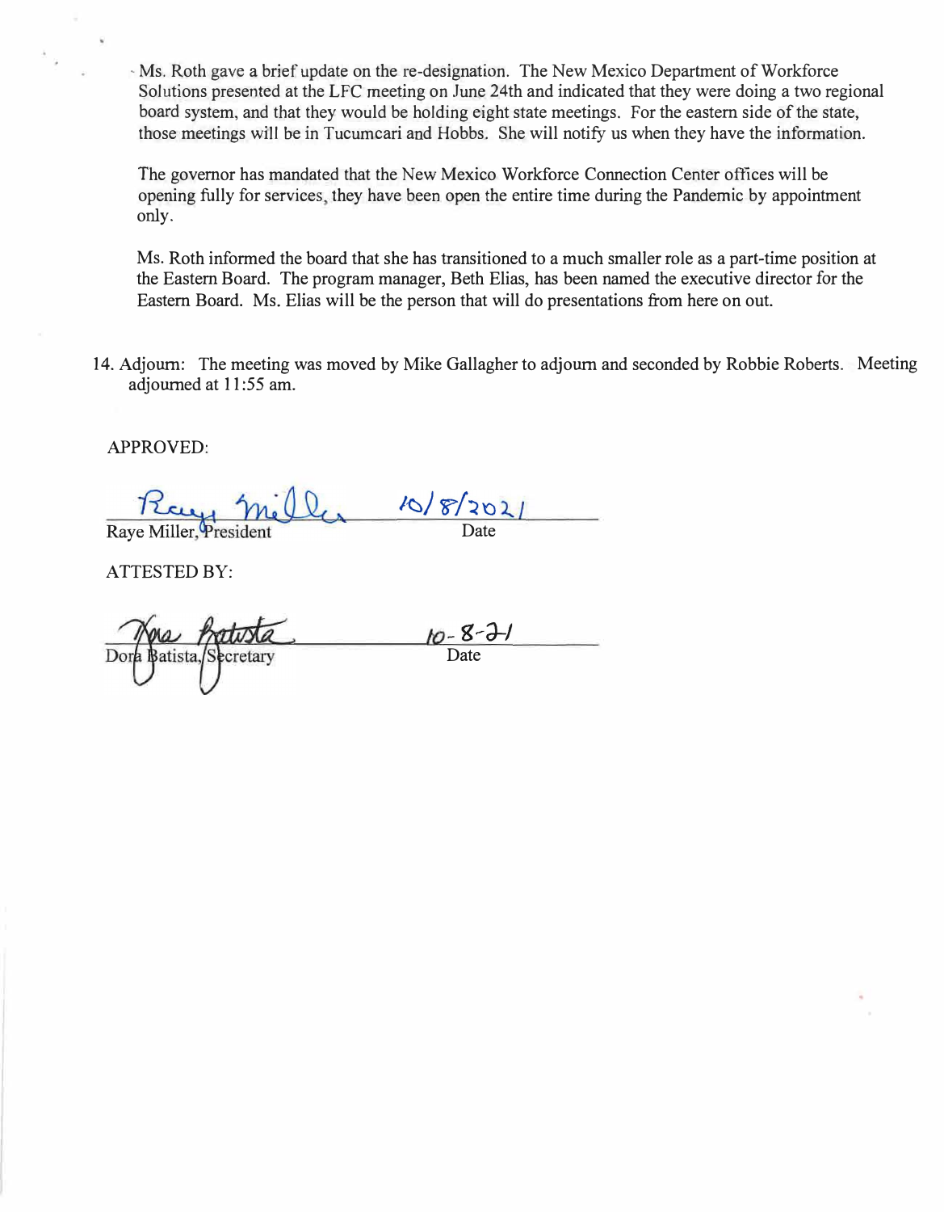Ms. Roth gave a brief update on the re-designation. The New Mexico Department of Workforce Solutions presented at the LFC meeting on June 24th and indicated that they were doing a two regional board system, and that they would be holding eight state meetings. For the eastern side of the state, those meetings will be in Tucumcari and Hobbs. She will notify us when they have the information.

The governor has mandated that the New Mexico Workforce Connection Center offices will be opening fully for services, they have been open the entire time during the Pandemic by appointment only.

Ms. Roth informed the board that she has transitioned to a much smaller role as a part-time position at the Eastern Board. The program manager, Beth Elias, has been named the executive director for the Eastern Board. Ms. Elias will be the person that will do presentations from here on out.

14. Adjourn: The meeting was moved by Mike Gallagher to adjourn and seconded by Robbie Roberts. Meeting adjourned at 11:55 am.

APPROVED:

Raye Miller, President    10/8/2021
Date

ATTESTED BY:

Dora Batista, Secretary    10-8-21
Date